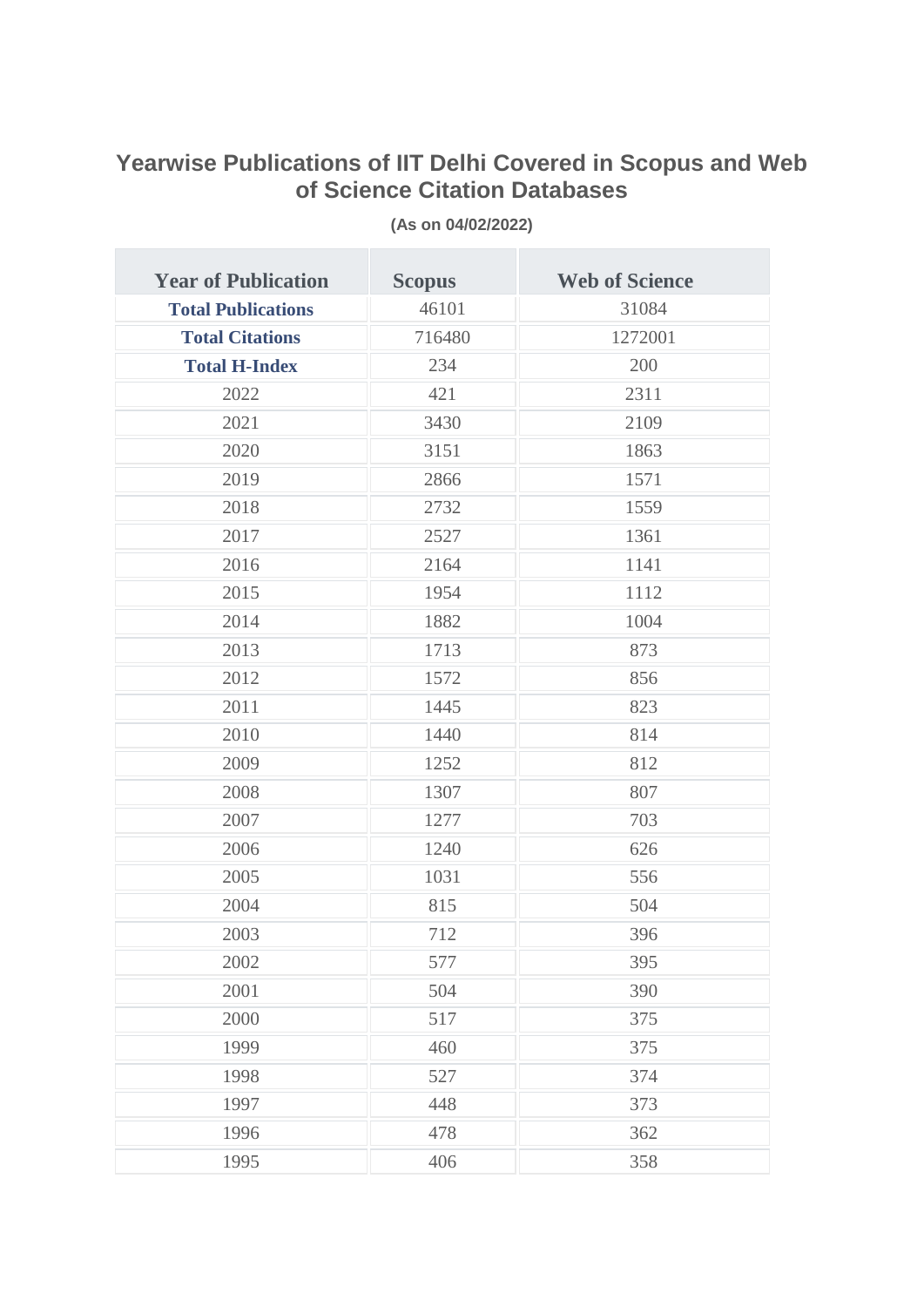# Yearwise Publications of IIT Delhi Covered in Scopus and Web of Science Citation Databases

**(As on 04/02/2022)**

| Year of Publication | Scopus | Web of Science |
|---|---|---|
| **Total Publications** | 46101 | 31084 |
| **Total Citations** | 716480 | 1272001 |
| **Total H-Index** | 234 | 200 |
| 2022 | 421 | 2311 |
| 2021 | 3430 | 2109 |
| 2020 | 3151 | 1863 |
| 2019 | 2866 | 1571 |
| 2018 | 2732 | 1559 |
| 2017 | 2527 | 1361 |
| 2016 | 2164 | 1141 |
| 2015 | 1954 | 1112 |
| 2014 | 1882 | 1004 |
| 2013 | 1713 | 873 |
| 2012 | 1572 | 856 |
| 2011 | 1445 | 823 |
| 2010 | 1440 | 814 |
| 2009 | 1252 | 812 |
| 2008 | 1307 | 807 |
| 2007 | 1277 | 703 |
| 2006 | 1240 | 626 |
| 2005 | 1031 | 556 |
| 2004 | 815 | 504 |
| 2003 | 712 | 396 |
| 2002 | 577 | 395 |
| 2001 | 504 | 390 |
| 2000 | 517 | 375 |
| 1999 | 460 | 375 |
| 1998 | 527 | 374 |
| 1997 | 448 | 373 |
| 1996 | 478 | 362 |
| 1995 | 406 | 358 |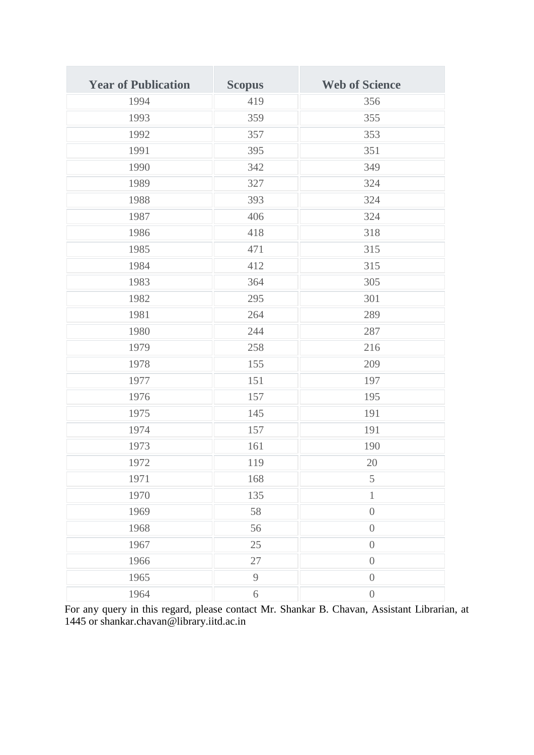| Year of Publication | Scopus | Web of Science |
| --- | --- | --- |
| 1994 | 419 | 356 |
| 1993 | 359 | 355 |
| 1992 | 357 | 353 |
| 1991 | 395 | 351 |
| 1990 | 342 | 349 |
| 1989 | 327 | 324 |
| 1988 | 393 | 324 |
| 1987 | 406 | 324 |
| 1986 | 418 | 318 |
| 1985 | 471 | 315 |
| 1984 | 412 | 315 |
| 1983 | 364 | 305 |
| 1982 | 295 | 301 |
| 1981 | 264 | 289 |
| 1980 | 244 | 287 |
| 1979 | 258 | 216 |
| 1978 | 155 | 209 |
| 1977 | 151 | 197 |
| 1976 | 157 | 195 |
| 1975 | 145 | 191 |
| 1974 | 157 | 191 |
| 1973 | 161 | 190 |
| 1972 | 119 | 20 |
| 1971 | 168 | 5 |
| 1970 | 135 | 1 |
| 1969 | 58 | 0 |
| 1968 | 56 | 0 |
| 1967 | 25 | 0 |
| 1966 | 27 | 0 |
| 1965 | 9 | 0 |
| 1964 | 6 | 0 |

For any query in this regard, please contact Mr. Shankar B. Chavan, Assistant Librarian, at 1445 or shankar.chavan@library.iitd.ac.in